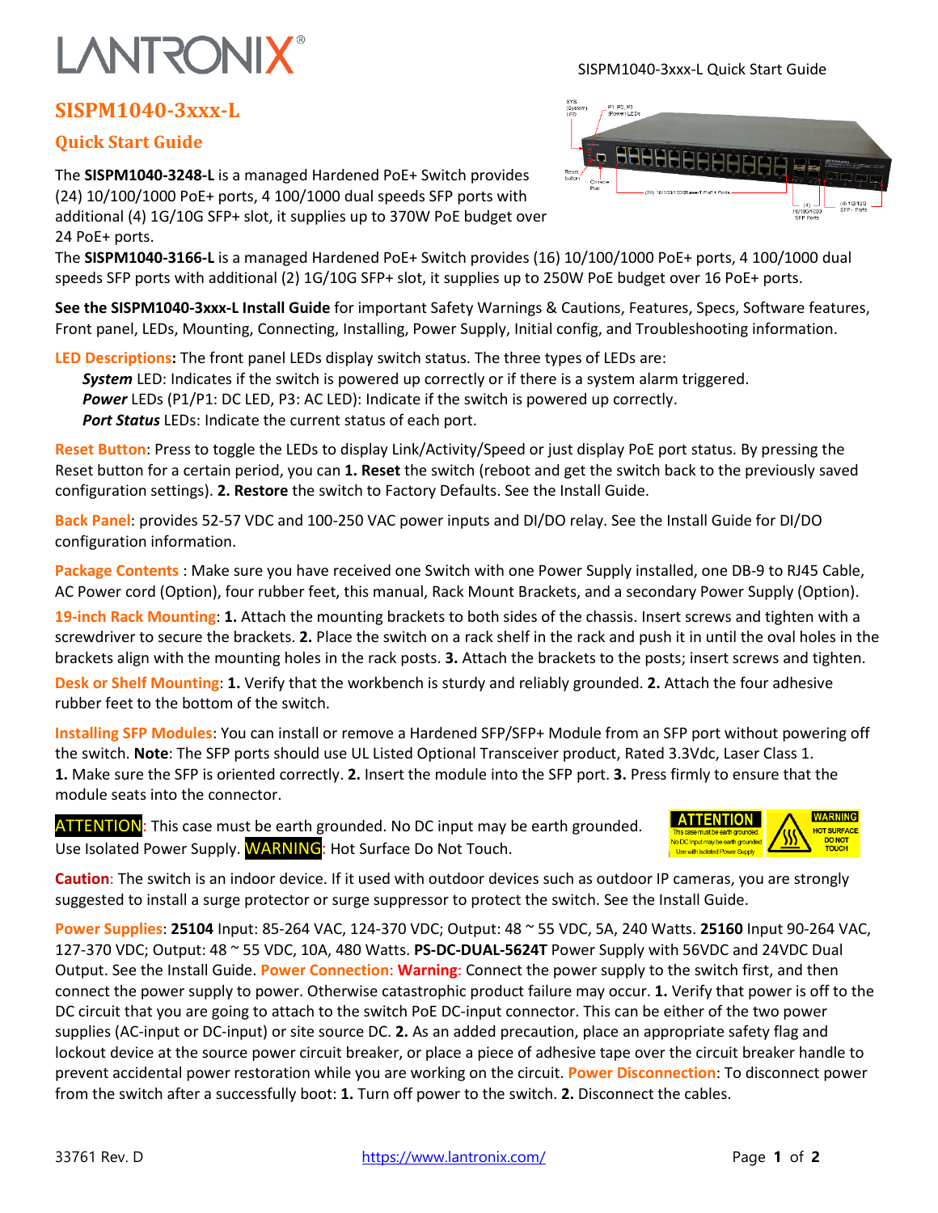# SISPM1040-3xxx-L

## Quick Start Guide

The **SISPM1040-3248-L** is a managed Hardened PoE+ Switch provides (24) 10/100/1000 PoE+ ports, 4 100/1000 dual speeds SFP ports with additional (4) 1G/10G SFP+ slot, it supplies up to 370W PoE budget over 24 PoE+ ports.

The **SISPM1040-3166-L** is a managed Hardened PoE+ Switch provides (16) 10/100/1000 PoE+ ports, 4 100/1000 dual speeds SFP ports with additional (2) 1G/10G SFP+ slot, it supplies up to 250W PoE budget over 16 PoE+ ports.

**See the SISPM1040-3xxx-L Install Guide** for important Safety Warnings & Cautions, Features, Specs, Software features, Front panel, LEDs, Mounting, Connecting, Installing, Power Supply, Initial config, and Troubleshooting information.

**LED Descriptions:** The front panel LEDs display switch status. The three types of LEDs are:

- ***System*** LED: Indicates if the switch is powered up correctly or if there is a system alarm triggered.
- ***Power*** LEDs (P1/P1: DC LED, P3: AC LED): Indicate if the switch is powered up correctly.
- ***Port Status*** LEDs: Indicate the current status of each port.

**Reset Button**: Press to toggle the LEDs to display Link/Activity/Speed or just display PoE port status. By pressing the Reset button for a certain period, you can **1. Reset** the switch (reboot and get the switch back to the previously saved configuration settings). **2. Restore** the switch to Factory Defaults. See the Install Guide.

**Back Panel**: provides 52-57 VDC and 100-250 VAC power inputs and DI/DO relay. See the Install Guide for DI/DO configuration information.

**Package Contents** : Make sure you have received one Switch with one Power Supply installed, one DB-9 to RJ45 Cable, AC Power cord (Option), four rubber feet, this manual, Rack Mount Brackets, and a secondary Power Supply (Option).

**19-inch Rack Mounting**: **1.** Attach the mounting brackets to both sides of the chassis. Insert screws and tighten with a screwdriver to secure the brackets. **2.** Place the switch on a rack shelf in the rack and push it in until the oval holes in the brackets align with the mounting holes in the rack posts. **3.** Attach the brackets to the posts; insert screws and tighten.

**Desk or Shelf Mounting**: **1.** Verify that the workbench is sturdy and reliably grounded. **2.** Attach the four adhesive rubber feet to the bottom of the switch.

**Installing SFP Modules**: You can install or remove a Hardened SFP/SFP+ Module from an SFP port without powering off the switch. **Note**: The SFP ports should use UL Listed Optional Transceiver product, Rated 3.3Vdc, Laser Class 1. **1.** Make sure the SFP is oriented correctly. **2.** Insert the module into the SFP port. **3.** Press firmly to ensure that the module seats into the connector.

**ATTENTION**: This case must be earth grounded. No DC input may be earth grounded. Use Isolated Power Supply. **WARNING**: Hot Surface Do Not Touch.

**Caution**: The switch is an indoor device. If it used with outdoor devices such as outdoor IP cameras, you are strongly suggested to install a surge protector or surge suppressor to protect the switch. See the Install Guide.

**Power Supplies**: **25104** Input: 85-264 VAC, 124-370 VDC; Output: 48 ~ 55 VDC, 5A, 240 Watts. **25160** Input 90-264 VAC, 127-370 VDC; Output: 48 ~ 55 VDC, 10A, 480 Watts. **PS-DC-DUAL-5624T** Power Supply with 56VDC and 24VDC Dual Output. See the Install Guide. **Power Connection**: **Warning**: Connect the power supply to the switch first, and then connect the power supply to power. Otherwise catastrophic product failure may occur. **1.** Verify that power is off to the DC circuit that you are going to attach to the switch PoE DC-input connector. This can be either of the two power supplies (AC-input or DC-input) or site source DC. **2.** As an added precaution, place an appropriate safety flag and lockout device at the source power circuit breaker, or place a piece of adhesive tape over the circuit breaker handle to prevent accidental power restoration while you are working on the circuit. **Power Disconnection**: To disconnect power from the switch after a successfully boot: **1.** Turn off power to the switch. **2.** Disconnect the cables.

33761 Rev. D https://www.lantronix.com/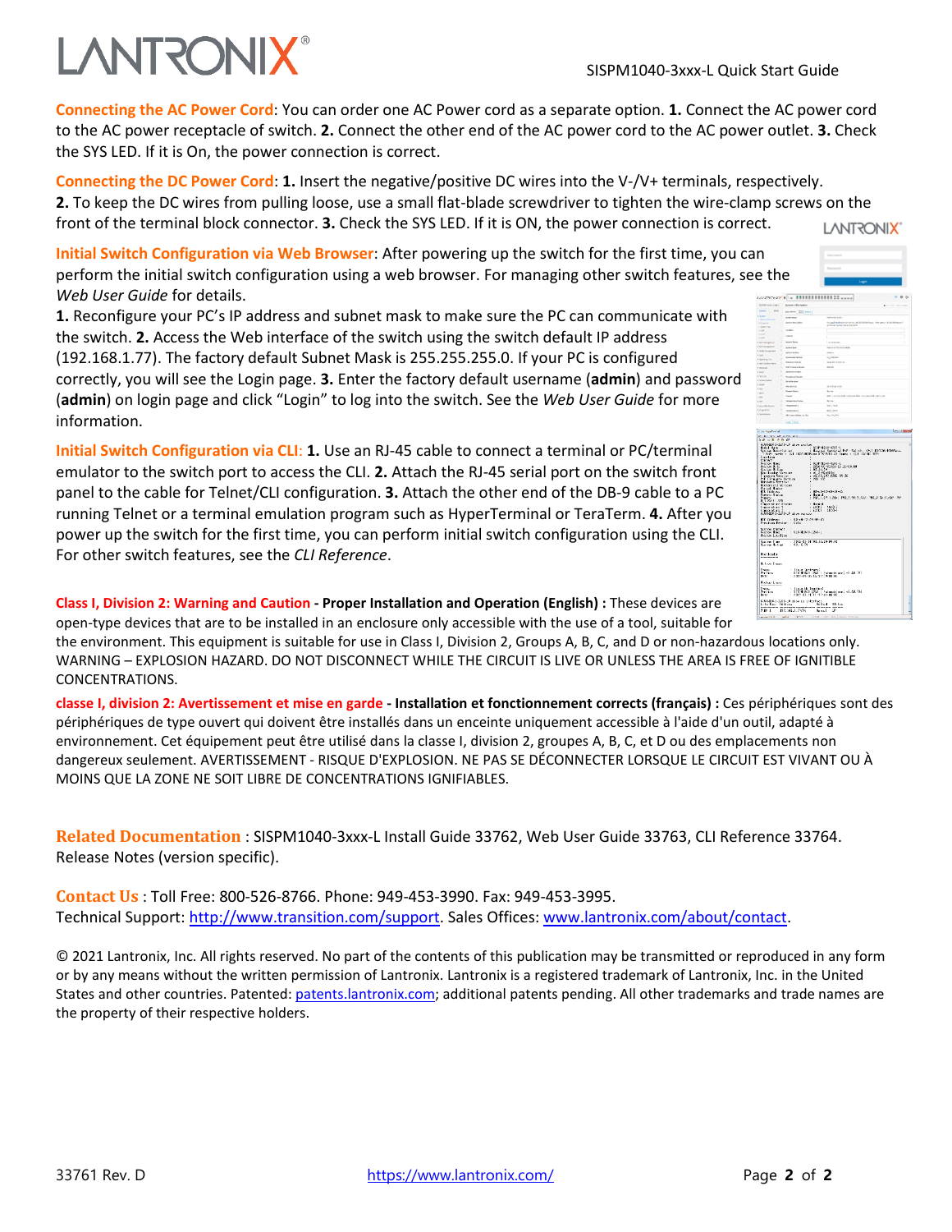**Connecting the AC Power Cord**: You can order one AC Power cord as a separate option. **1.** Connect the AC power cord to the AC power receptacle of switch. **2.** Connect the other end of the AC power cord to the AC power outlet. **3.** Check the SYS LED. If it is On, the power connection is correct.

**Connecting the DC Power Cord**: **1.** Insert the negative/positive DC wires into the V-/V+ terminals, respectively. **2.** To keep the DC wires from pulling loose, use a small flat-blade screwdriver to tighten the wire-clamp screws on the front of the terminal block connector. **3.** Check the SYS LED. If it is ON, the power connection is correct.

**Initial Switch Configuration via Web Browser**: After powering up the switch for the first time, you can perform the initial switch configuration using a web browser. For managing other switch features, see the *Web User Guide* for details.

**1.** Reconfigure your PC's IP address and subnet mask to make sure the PC can communicate with the switch. **2.** Access the Web interface of the switch using the switch default IP address (192.168.1.77). The factory default Subnet Mask is 255.255.255.0. If your PC is configured correctly, you will see the Login page. **3.** Enter the factory default username (**admin**) and password (**admin**) on login page and click "Login" to log into the switch. See the *Web User Guide* for more information.

**Initial Switch Configuration via CLI**: **1.** Use an RJ-45 cable to connect a terminal or PC/terminal emulator to the switch port to access the CLI. **2.** Attach the RJ-45 serial port on the switch front panel to the cable for Telnet/CLI configuration. **3.** Attach the other end of the DB-9 cable to a PC running Telnet or a terminal emulation program such as HyperTerminal or TeraTerm. **4.** After you power up the switch for the first time, you can perform initial switch configuration using the CLI. For other switch features, see the *CLI Reference*.

**Class I, Division 2: Warning and Caution - Proper Installation and Operation (English) :** These devices are open-type devices that are to be installed in an enclosure only accessible with the use of a tool, suitable for the environment. This equipment is suitable for use in Class I, Division 2, Groups A, B, C, and D or non-hazardous locations only. WARNING – EXPLOSION HAZARD. DO NOT DISCONNECT WHILE THE CIRCUIT IS LIVE OR UNLESS THE AREA IS FREE OF IGNITIBLE CONCENTRATIONS.

**classe I, division 2: Avertissement et mise en garde - Installation et fonctionnement corrects (français) :** Ces périphériques sont des périphériques de type ouvert qui doivent être installés dans un enceinte uniquement accessible à l'aide d'un outil, adapté à environnement. Cet équipement peut être utilisé dans la classe I, division 2, groupes A, B, C, et D ou des emplacements non dangereux seulement. AVERTISSEMENT - RISQUE D'EXPLOSION. NE PAS SE DÉCONNECTER LORSQUE LE CIRCUIT EST VIVANT OU À MOINS QUE LA ZONE NE SOIT LIBRE DE CONCENTRATIONS IGNIFIABLES.

**Related Documentation** : SISPM1040-3xxx-L Install Guide 33762, Web User Guide 33763, CLI Reference 33764. Release Notes (version specific).

**Contact Us** : Toll Free: 800-526-8766. Phone: 949-453-3990. Fax: 949-453-3995.
Technical Support: http://www.transition.com/support. Sales Offices: www.lantronix.com/about/contact.

© 2021 Lantronix, Inc. All rights reserved. No part of the contents of this publication may be transmitted or reproduced in any form or by any means without the written permission of Lantronix. Lantronix is a registered trademark of Lantronix, Inc. in the United States and other countries. Patented: patents.lantronix.com; additional patents pending. All other trademarks and trade names are the property of their respective holders.

33761 Rev. D https://www.lantronix.com/